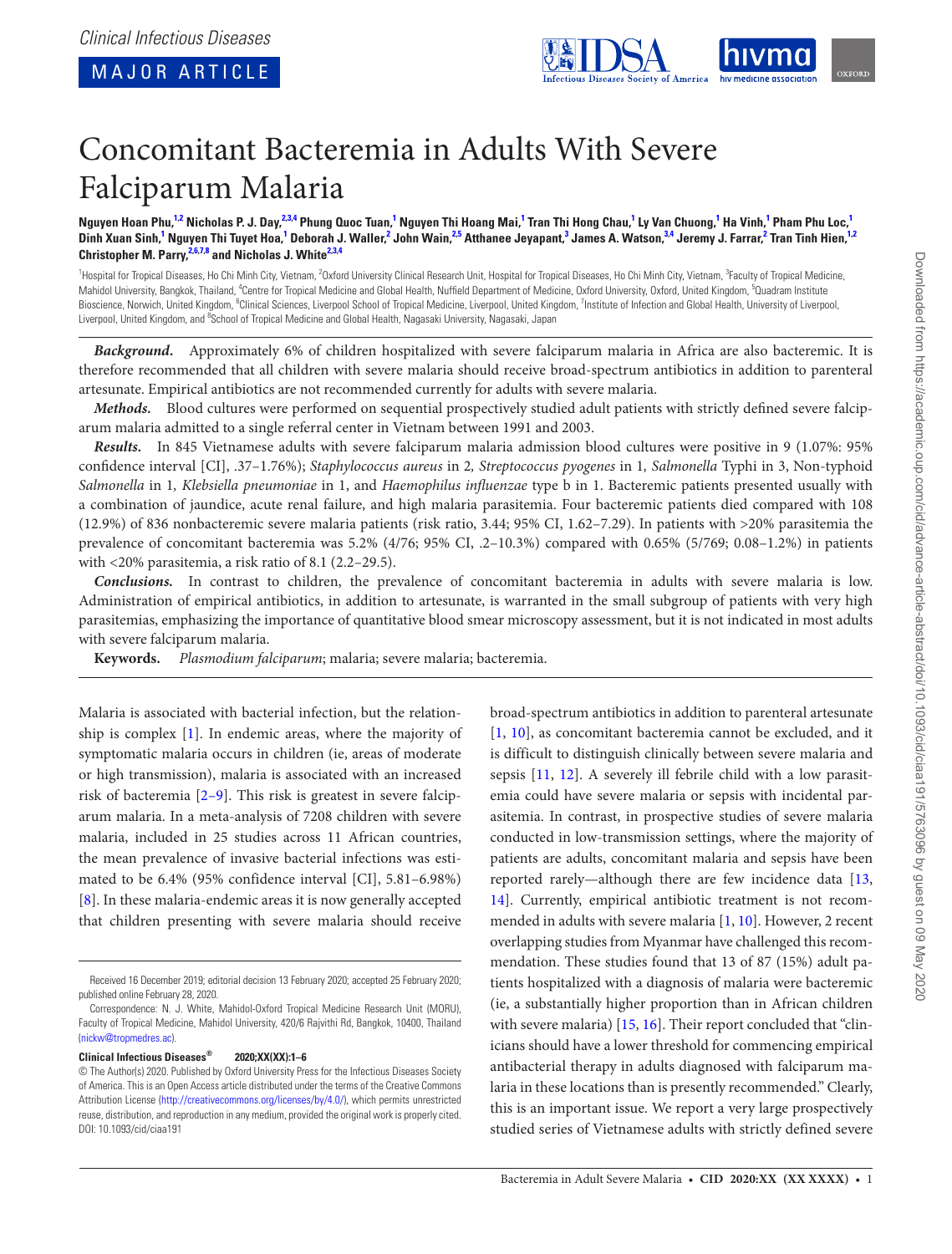Clinical Infectious Diseases

MAJOR ARTICLE

# Concomitant Bacteremia in Adults With Severe Falciparum Malaria

**Nguyen Hoan Phu,[1,2] Nicholas P. J. Day,[2,3,4] Phung Quoc Tuan,[1] Nguyen Thi Hoang Mai,[1] Tran Thi Hong Chau,[1] Ly Van Chuong,[1] Ha Vinh,[1] Pham Phu Loc,[1] Dinh Xuan Sinh,[1] Nguyen Thi Tuyet Hoa,[1] Deborah J. Waller,[2] John Wain,[2,5] Atthanee Jeyapant,[3] James A. Watson,[3,4] Jeremy J. Farrar,[2] Tran Tinh Hien,[1,2] Christopher M. Parry,[2,6,7,8] and Nicholas J. White[2,3,4]**

[1]Hospital for Tropical Diseases, Ho Chi Minh City, Vietnam, [2]Oxford University Clinical Research Unit, Hospital for Tropical Diseases, Ho Chi Minh City, Vietnam, [3]Faculty of Tropical Medicine, Mahidol University, Bangkok, Thailand, [4]Centre for Tropical Medicine and Global Health, Nuffield Department of Medicine, Oxford University, Oxford, United Kingdom, [5]Quadram Institute Bioscience, Norwich, United Kingdom, [6]Clinical Sciences, Liverpool School of Tropical Medicine, Liverpool, United Kingdom, [7]Institute of Infection and Global Health, University of Liverpool, Liverpool, United Kingdom, and [8]School of Tropical Medicine and Global Health, Nagasaki University, Nagasaki, Japan

***Background.*** Approximately 6% of children hospitalized with severe falciparum malaria in Africa are also bacteremic. It is therefore recommended that all children with severe malaria should receive broad-spectrum antibiotics in addition to parenteral artesunate. Empirical antibiotics are not recommended currently for adults with severe malaria.

***Methods.*** Blood cultures were performed on sequential prospectively studied adult patients with strictly defined severe falciparum malaria admitted to a single referral center in Vietnam between 1991 and 2003.

***Results.*** In 845 Vietnamese adults with severe falciparum malaria admission blood cultures were positive in 9 (1.07%: 95% confidence interval [CI], .37–1.76%); *Staphylococcus aureus* in 2, *Streptococcus pyogenes* in 1, *Salmonella* Typhi in 3, Non-typhoid *Salmonella* in 1, *Klebsiella pneumoniae* in 1, and *Haemophilus influenzae* type b in 1. Bacteremic patients presented usually with a combination of jaundice, acute renal failure, and high malaria parasitemia. Four bacteremic patients died compared with 108 (12.9%) of 836 nonbacteremic severe malaria patients (risk ratio, 3.44; 95% CI, 1.62–7.29). In patients with >20% parasitemia the prevalence of concomitant bacteremia was 5.2% (4/76; 95% CI, .2–10.3%) compared with 0.65% (5/769; 0.08–1.2%) in patients with <20% parasitemia, a risk ratio of 8.1 (2.2–29.5).

***Conclusions.*** In contrast to children, the prevalence of concomitant bacteremia in adults with severe malaria is low. Administration of empirical antibiotics, in addition to artesunate, is warranted in the small subgroup of patients with very high parasitemias, emphasizing the importance of quantitative blood smear microscopy assessment, but it is not indicated in most adults with severe falciparum malaria.

**Keywords.** *Plasmodium falciparum*; malaria; severe malaria; bacteremia.

Malaria is associated with bacterial infection, but the relationship is complex [1]. In endemic areas, where the majority of symptomatic malaria occurs in children (ie, areas of moderate or high transmission), malaria is associated with an increased risk of bacteremia [2–9]. This risk is greatest in severe falciparum malaria. In a meta-analysis of 7208 children with severe malaria, included in 25 studies across 11 African countries, the mean prevalence of invasive bacterial infections was estimated to be 6.4% (95% confidence interval [CI], 5.81–6.98%) [8]. In these malaria-endemic areas it is now generally accepted that children presenting with severe malaria should receive broad-spectrum antibiotics in addition to parenteral artesunate [1, 10], as concomitant bacteremia cannot be excluded, and it is difficult to distinguish clinically between severe malaria and sepsis [11, 12]. A severely ill febrile child with a low parasitemia could have severe malaria or sepsis with incidental parasitemia. In contrast, in prospective studies of severe malaria conducted in low-transmission settings, where the majority of patients are adults, concomitant malaria and sepsis have been reported rarely—although there are few incidence data [13, 14]. Currently, empirical antibiotic treatment is not recommended in adults with severe malaria [1, 10]. However, 2 recent overlapping studies from Myanmar have challenged this recommendation. These studies found that 13 of 87 (15%) adult patients hospitalized with a diagnosis of malaria were bacteremic (ie, a substantially higher proportion than in African children with severe malaria) [15, 16]. Their report concluded that "clinicians should have a lower threshold for commencing empirical antibacterial therapy in adults diagnosed with falciparum malaria in these locations than is presently recommended." Clearly, this is an important issue. We report a very large prospectively studied series of Vietnamese adults with strictly defined severe

Received 16 December 2019; editorial decision 13 February 2020; accepted 25 February 2020; published online February 28, 2020.

Correspondence: N. J. White, Mahidol-Oxford Tropical Medicine Research Unit (MORU), Faculty of Tropical Medicine, Mahidol University, 420/6 Rajvithi Rd, Bangkok, 10400, Thailand (nickw@tropmedres.ac).

**Clinical Infectious Diseases® 2020;XX(XX):1–6**

© The Author(s) 2020. Published by Oxford University Press for the Infectious Diseases Society of America. This is an Open Access article distributed under the terms of the Creative Commons Attribution License (http://creativecommons.org/licenses/by/4.0/), which permits unrestricted reuse, distribution, and reproduction in any medium, provided the original work is properly cited.
DOI: 10.1093/cid/ciaa191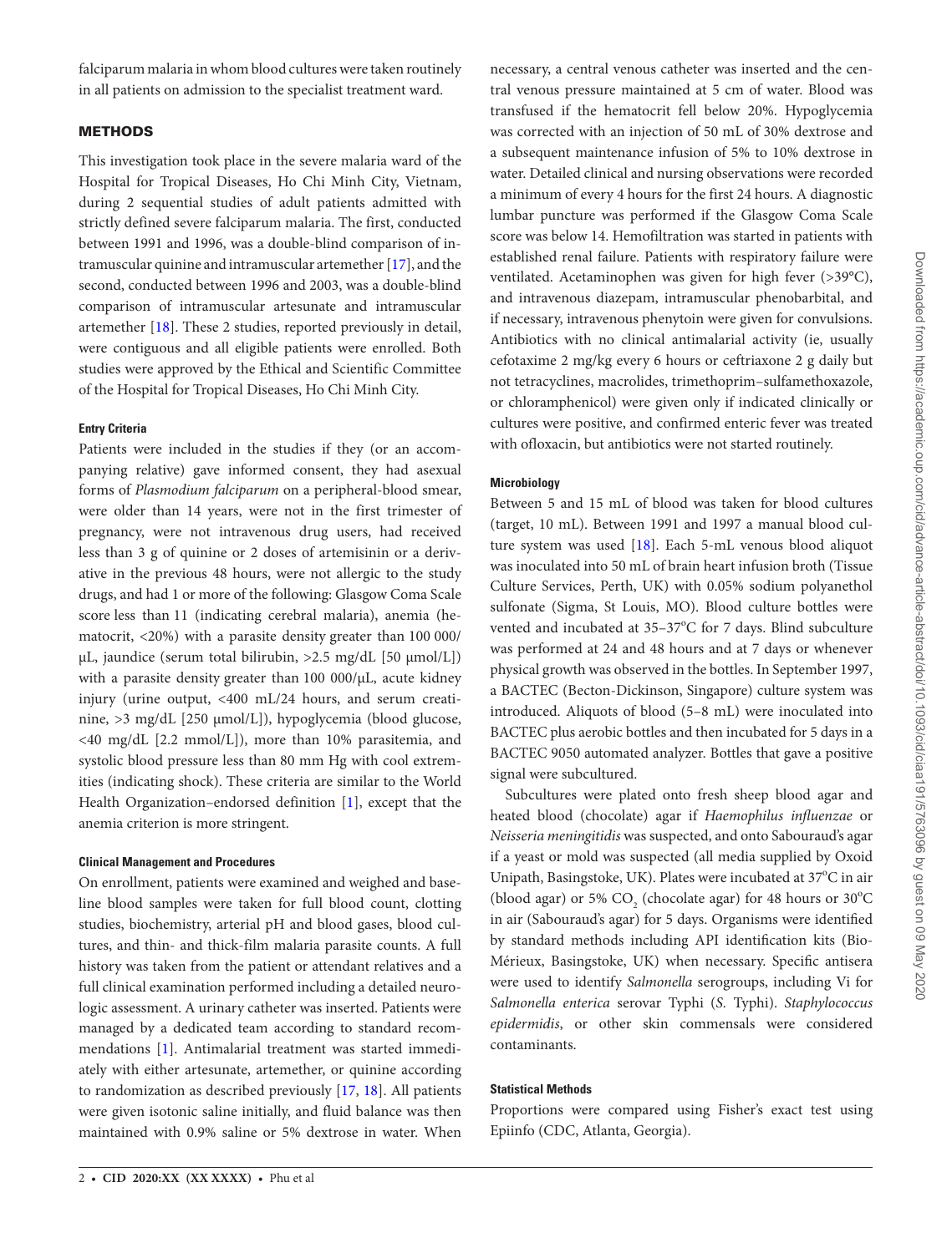falciparum malaria in whom blood cultures were taken routinely in all patients on admission to the specialist treatment ward.

## METHODS

This investigation took place in the severe malaria ward of the Hospital for Tropical Diseases, Ho Chi Minh City, Vietnam, during 2 sequential studies of adult patients admitted with strictly defined severe falciparum malaria. The first, conducted between 1991 and 1996, was a double-blind comparison of intramuscular quinine and intramuscular artemether [17], and the second, conducted between 1996 and 2003, was a double-blind comparison of intramuscular artesunate and intramuscular artemether [18]. These 2 studies, reported previously in detail, were contiguous and all eligible patients were enrolled. Both studies were approved by the Ethical and Scientific Committee of the Hospital for Tropical Diseases, Ho Chi Minh City.

### Entry Criteria

Patients were included in the studies if they (or an accompanying relative) gave informed consent, they had asexual forms of *Plasmodium falciparum* on a peripheral-blood smear, were older than 14 years, were not in the first trimester of pregnancy, were not intravenous drug users, had received less than 3 g of quinine or 2 doses of artemisinin or a derivative in the previous 48 hours, were not allergic to the study drugs, and had 1 or more of the following: Glasgow Coma Scale score less than 11 (indicating cerebral malaria), anemia (hematocrit, <20%) with a parasite density greater than 100 000/μL, jaundice (serum total bilirubin, >2.5 mg/dL [50 μmol/L]) with a parasite density greater than 100 000/μL, acute kidney injury (urine output, <400 mL/24 hours, and serum creatinine, >3 mg/dL [250 μmol/L]), hypoglycemia (blood glucose, <40 mg/dL [2.2 mmol/L]), more than 10% parasitemia, and systolic blood pressure less than 80 mm Hg with cool extremities (indicating shock). These criteria are similar to the World Health Organization–endorsed definition [1], except that the anemia criterion is more stringent.

### Clinical Management and Procedures

On enrollment, patients were examined and weighed and baseline blood samples were taken for full blood count, clotting studies, biochemistry, arterial pH and blood gases, blood cultures, and thin- and thick-film malaria parasite counts. A full history was taken from the patient or attendant relatives and a full clinical examination performed including a detailed neurologic assessment. A urinary catheter was inserted. Patients were managed by a dedicated team according to standard recommendations [1]. Antimalarial treatment was started immediately with either artesunate, artemether, or quinine according to randomization as described previously [17, 18]. All patients were given isotonic saline initially, and fluid balance was then maintained with 0.9% saline or 5% dextrose in water. When necessary, a central venous catheter was inserted and the central venous pressure maintained at 5 cm of water. Blood was transfused if the hematocrit fell below 20%. Hypoglycemia was corrected with an injection of 50 mL of 30% dextrose and a subsequent maintenance infusion of 5% to 10% dextrose in water. Detailed clinical and nursing observations were recorded a minimum of every 4 hours for the first 24 hours. A diagnostic lumbar puncture was performed if the Glasgow Coma Scale score was below 14. Hemofiltration was started in patients with established renal failure. Patients with respiratory failure were ventilated. Acetaminophen was given for high fever (>39°C), and intravenous diazepam, intramuscular phenobarbital, and if necessary, intravenous phenytoin were given for convulsions. Antibiotics with no clinical antimalarial activity (ie, usually cefotaxime 2 mg/kg every 6 hours or ceftriaxone 2 g daily but not tetracyclines, macrolides, trimethoprim–sulfamethoxazole, or chloramphenicol) were given only if indicated clinically or cultures were positive, and confirmed enteric fever was treated with ofloxacin, but antibiotics were not started routinely.

### Microbiology

Between 5 and 15 mL of blood was taken for blood cultures (target, 10 mL). Between 1991 and 1997 a manual blood culture system was used [18]. Each 5-mL venous blood aliquot was inoculated into 50 mL of brain heart infusion broth (Tissue Culture Services, Perth, UK) with 0.05% sodium polyanethol sulfonate (Sigma, St Louis, MO). Blood culture bottles were vented and incubated at 35–37°C for 7 days. Blind subculture was performed at 24 and 48 hours and at 7 days or whenever physical growth was observed in the bottles. In September 1997, a BACTEC (Becton-Dickinson, Singapore) culture system was introduced. Aliquots of blood (5–8 mL) were inoculated into BACTEC plus aerobic bottles and then incubated for 5 days in a BACTEC 9050 automated analyzer. Bottles that gave a positive signal were subcultured.

Subcultures were plated onto fresh sheep blood agar and heated blood (chocolate) agar if *Haemophilus influenzae* or *Neisseria meningitidis* was suspected, and onto Sabouraud's agar if a yeast or mold was suspected (all media supplied by Oxoid Unipath, Basingstoke, UK). Plates were incubated at 37°C in air (blood agar) or 5% $CO_2$ (chocolate agar) for 48 hours or 30°C in air (Sabouraud's agar) for 5 days. Organisms were identified by standard methods including API identification kits (BioMérieux, Basingstoke, UK) when necessary. Specific antisera were used to identify *Salmonella* serogroups, including Vi for *Salmonella enterica* serovar Typhi (*S.* Typhi). *Staphylococcus epidermidis*, or other skin commensals were considered contaminants.

### Statistical Methods

Proportions were compared using Fisher's exact test using Epiinfo (CDC, Atlanta, Georgia).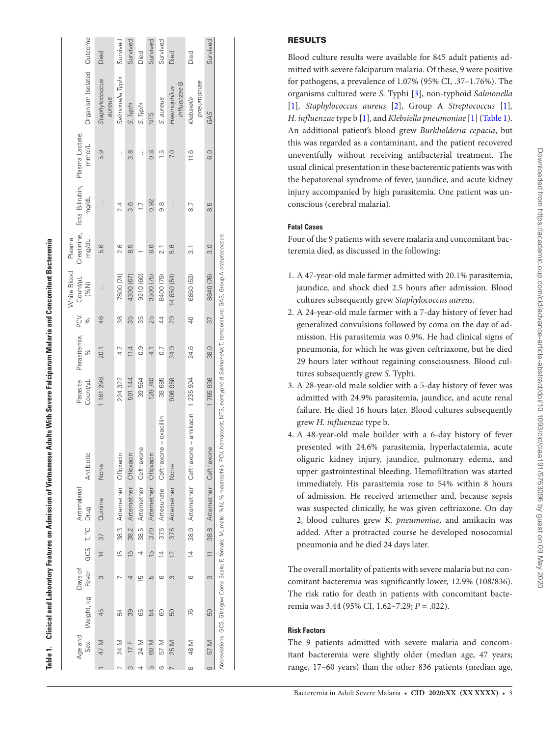**Table 1. Clinical and Laboratory Features on Admission of Vietnamese Adults With Severe Falciparum Malaria and Concomitant Bacteremia**

| | Age and Sex | Weight, kg | Days of Fever | GCS | T, °C | Antimalarial Drug | Antibiotic | Parasite Count/µL | Parasitemia, % | PCV, % | White Blood Count/µL (%N) | Plasma Creatinine, mg/dL | Total Bilirubin, mg/dL | Plasma Lactate, mmol/L | Organism Isolated | Outcome |
|---|---|---|---|---|---|---|---|---|---|---|---|---|---|---|---|---|
| 1 | 47 M | 45 | 3 | 14 | 37 | Quinine | None | 1 161 298 | 20.1 | 46 | … | 5.6 | … | 5.9 | *Staphylococcus aureus* | Died |
| 2 | 24 M | 54 | 7 | 15 | 38.3 | Artemether | Ofloxacin | 224 322 | 4.7 | 38 | 7800 (74) | 2.6 | 2.4 | … | *Salmonella Typhi* | Survived |
| 3 | 17 F | 39 | 4 | 15 | 38.2 | Artemether | Ofloxacin | 501 144 | 11.4 | 35 | 4300 (67) | 8.5 | 3.6 | 3.8 | *S. Typhi* | Survived |
| 4 | 24 M | 65 | 15 | 4 | 38.5 | Artemether | Ceftriaxone | 39 564 | 0.9 | 35 | 9210 (60) | 1 | 1.7 | … | *S. Typhi* | Died |
| 5 | 60 M | 54 | 5 | 15 | 37.0 | Artemether | Ofloxacin | 128 740 | 4.1 | 25 | 3500 (75) | 8.6 | 0.92 | 0.8 | NTS | Survived |
| 6 | 57 M | 60 | 6 | 14 | 37.5 | Artesunate | Ceftriaxone + oxacillin | 38 685 | 0.7 | 44 | 8400 (79) | 2.1 | 9.8 | 1.5 | *S. aureus* | Survived |
| 7 | 25 M | 50 | 3 | 12 | 37.5 | Artemether | None | 906 958 | 24.9 | 29 | 14 850 (54) | 5.6 | … | 7.0 | *Haemophilus influenzae* B | Died |
| 8 | 48 M | 76 | 6 | 14 | 38.0 | Artemether | Ceftriaxone + amikacin | 1 235 904 | 24.6 | 40 | 6860 (53) | 3.1 | 8.7 | 11.6 | *Klebsiella pneumoniae* | Died |
| 9 | 57 M | 50 | 3 | 11 | 38.8 | Artemether | Ceftriaxone | 1 765 936 | 38.0 | 37 | 8640 (76) | 3.0 | 8.5 | 6.0 | GAS | Survived |

Abbreviations: GCS, Glasgow Coma Scale; F, female; M, male; %N, % neutrophils; PCV, hematocrit; NTS, nontyphoid *Salmonella*; T, temperature; GAS, Group A *streptococcus*.

## RESULTS

Blood culture results were available for 845 adult patients admitted with severe falciparum malaria. Of these, 9 were positive for pathogens, a prevalence of 1.07% (95% CI, .37–1.76%). The organisms cultured were *S.* Typhi [3], non-typhoid *Salmonella* [1], *Staphylococcus aureus* [2], Group A *Streptococcus* [1], *H. influenzae* type b [1], and *Klebsiella pneumoniae* [1] (Table 1). An additional patient's blood grew *Burkholderia cepacia*, but this was regarded as a contaminant, and the patient recovered uneventfully without receiving antibacterial treatment. The usual clinical presentation in these bacteremic patients was with the hepatorenal syndrome of fever, jaundice, and acute kidney injury accompanied by high parasitemia. One patient was unconscious (cerebral malaria).

### Fatal Cases

Four of the 9 patients with severe malaria and concomitant bacteremia died, as discussed in the following:

1. A 47-year-old male farmer admitted with 20.1% parasitemia, jaundice, and shock died 2.5 hours after admission. Blood cultures subsequently grew *Staphylococcus aureus*.
2. A 24-year-old male farmer with a 7-day history of fever had generalized convulsions followed by coma on the day of admission. His parasitemia was 0.9%. He had clinical signs of pneumonia, for which he was given ceftriaxone, but he died 29 hours later without regaining consciousness. Blood cultures subsequently grew *S.* Typhi.
3. A 28-year-old male soldier with a 5-day history of fever was admitted with 24.9% parasitemia, jaundice, and acute renal failure. He died 16 hours later. Blood cultures subsequently grew *H. influenzae* type b.
4. A 48-year-old male builder with a 6-day history of fever presented with 24.6% parasitemia, hyperlactatemia, acute oliguric kidney injury, jaundice, pulmonary edema, and upper gastrointestinal bleeding. Hemofiltration was started immediately. His parasitemia rose to 54% within 8 hours of admission. He received artemether and, because sepsis was suspected clinically, he was given ceftriaxone. On day 2, blood cultures grew *K. pneumoniae,* and amikacin was added. After a protracted course he developed nosocomial pneumonia and he died 24 days later.

The overall mortality of patients with severe malaria but no concomitant bacteremia was significantly lower, 12.9% (108/836). The risk ratio for death in patients with concomitant bacteremia was 3.44 (95% CI, 1.62–7.29; $P = .022$).

### Risk Factors

The 9 patients admitted with severe malaria and concomitant bacteremia were slightly older (median age, 47 years; range, 17–60 years) than the other 836 patients (median age,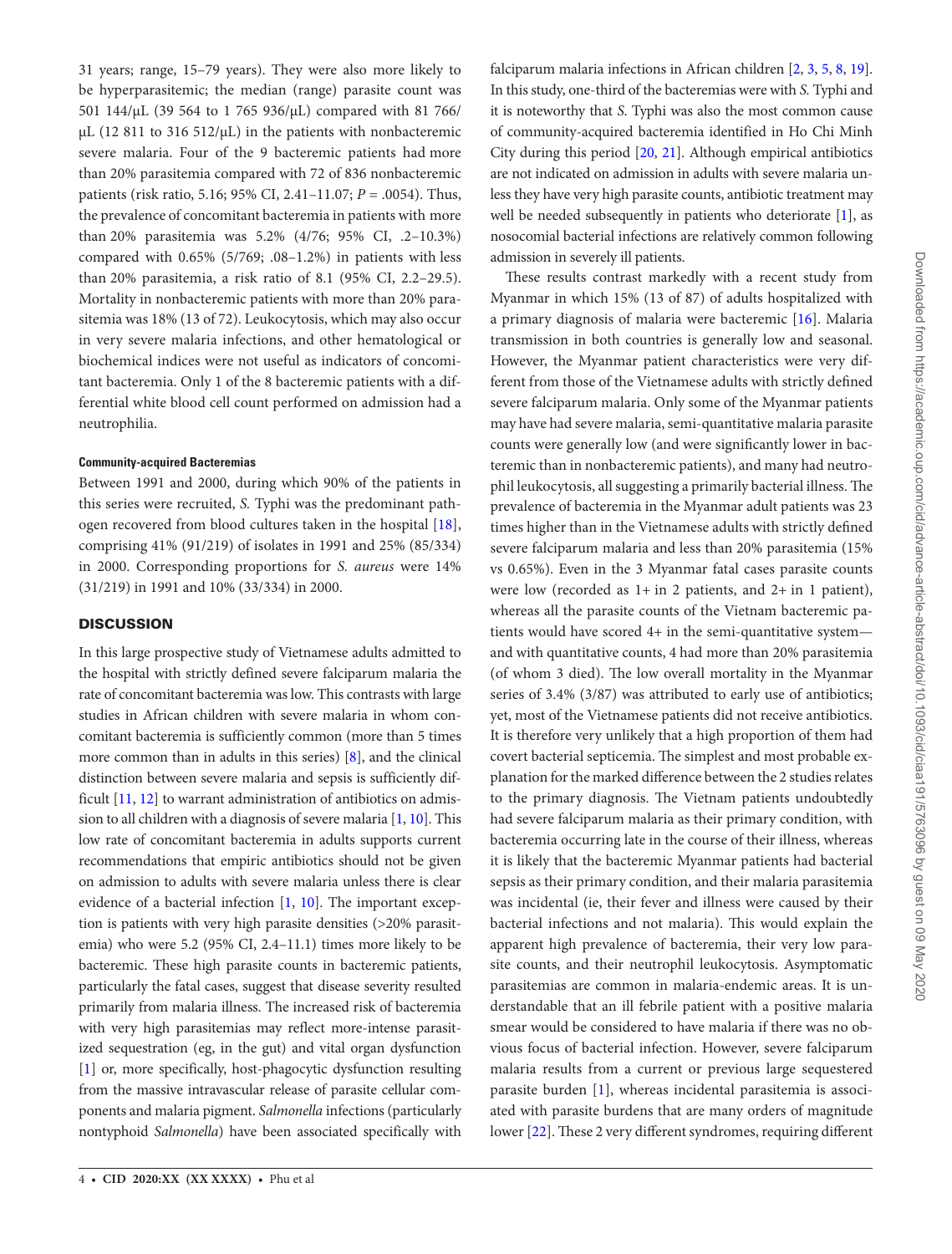31 years; range, 15–79 years). They were also more likely to be hyperparasitemic; the median (range) parasite count was 501 144/μL (39 564 to 1 765 936/μL) compared with 81 766/μL (12 811 to 316 512/μL) in the patients with nonbacteremic severe malaria. Four of the 9 bacteremic patients had more than 20% parasitemia compared with 72 of 836 nonbacteremic patients (risk ratio, 5.16; 95% CI, 2.41–11.07; $P = .0054$). Thus, the prevalence of concomitant bacteremia in patients with more than 20% parasitemia was 5.2% (4/76; 95% CI, .2–10.3%) compared with 0.65% (5/769; .08–1.2%) in patients with less than 20% parasitemia, a risk ratio of 8.1 (95% CI, 2.2–29.5). Mortality in nonbacteremic patients with more than 20% parasitemia was 18% (13 of 72). Leukocytosis, which may also occur in very severe malaria infections, and other hematological or biochemical indices were not useful as indicators of concomitant bacteremia. Only 1 of the 8 bacteremic patients with a differential white blood cell count performed on admission had a neutrophilia.

#### Community-acquired Bacteremias

Between 1991 and 2000, during which 90% of the patients in this series were recruited, *S.* Typhi was the predominant pathogen recovered from blood cultures taken in the hospital [18], comprising 41% (91/219) of isolates in 1991 and 25% (85/334) in 2000. Corresponding proportions for *S. aureus* were 14% (31/219) in 1991 and 10% (33/334) in 2000.

## DISCUSSION

In this large prospective study of Vietnamese adults admitted to the hospital with strictly defined severe falciparum malaria the rate of concomitant bacteremia was low. This contrasts with large studies in African children with severe malaria in whom concomitant bacteremia is sufficiently common (more than 5 times more common than in adults in this series) [8], and the clinical distinction between severe malaria and sepsis is sufficiently difficult [11, 12] to warrant administration of antibiotics on admission to all children with a diagnosis of severe malaria [1, 10]. This low rate of concomitant bacteremia in adults supports current recommendations that empiric antibiotics should not be given on admission to adults with severe malaria unless there is clear evidence of a bacterial infection [1, 10]. The important exception is patients with very high parasite densities (>20% parasitemia) who were 5.2 (95% CI, 2.4–11.1) times more likely to be bacteremic. These high parasite counts in bacteremic patients, particularly the fatal cases, suggest that disease severity resulted primarily from malaria illness. The increased risk of bacteremia with very high parasitemias may reflect more-intense parasitized sequestration (eg, in the gut) and vital organ dysfunction [1] or, more specifically, host-phagocytic dysfunction resulting from the massive intravascular release of parasite cellular components and malaria pigment. *Salmonella* infections (particularly nontyphoid *Salmonella*) have been associated specifically with falciparum malaria infections in African children [2, 3, 5, 8, 19]. In this study, one-third of the bacteremias were with *S.* Typhi and it is noteworthy that *S.* Typhi was also the most common cause of community-acquired bacteremia identified in Ho Chi Minh City during this period [20, 21]. Although empirical antibiotics are not indicated on admission in adults with severe malaria unless they have very high parasite counts, antibiotic treatment may well be needed subsequently in patients who deteriorate [1], as nosocomial bacterial infections are relatively common following admission in severely ill patients.

These results contrast markedly with a recent study from Myanmar in which 15% (13 of 87) of adults hospitalized with a primary diagnosis of malaria were bacteremic [16]. Malaria transmission in both countries is generally low and seasonal. However, the Myanmar patient characteristics were very different from those of the Vietnamese adults with strictly defined severe falciparum malaria. Only some of the Myanmar patients may have had severe malaria, semi-quantitative malaria parasite counts were generally low (and were significantly lower in bacteremic than in nonbacteremic patients), and many had neutrophil leukocytosis, all suggesting a primarily bacterial illness. The prevalence of bacteremia in the Myanmar adult patients was 23 times higher than in the Vietnamese adults with strictly defined severe falciparum malaria and less than 20% parasitemia (15% vs 0.65%). Even in the 3 Myanmar fatal cases parasite counts were low (recorded as 1+ in 2 patients, and 2+ in 1 patient), whereas all the parasite counts of the Vietnam bacteremic patients would have scored 4+ in the semi-quantitative system—and with quantitative counts, 4 had more than 20% parasitemia (of whom 3 died). The low overall mortality in the Myanmar series of 3.4% (3/87) was attributed to early use of antibiotics; yet, most of the Vietnamese patients did not receive antibiotics. It is therefore very unlikely that a high proportion of them had covert bacterial septicemia. The simplest and most probable explanation for the marked difference between the 2 studies relates to the primary diagnosis. The Vietnam patients undoubtedly had severe falciparum malaria as their primary condition, with bacteremia occurring late in the course of their illness, whereas it is likely that the bacteremic Myanmar patients had bacterial sepsis as their primary condition, and their malaria parasitemia was incidental (ie, their fever and illness were caused by their bacterial infections and not malaria). This would explain the apparent high prevalence of bacteremia, their very low parasite counts, and their neutrophil leukocytosis. Asymptomatic parasitemias are common in malaria-endemic areas. It is understandable that an ill febrile patient with a positive malaria smear would be considered to have malaria if there was no obvious focus of bacterial infection. However, severe falciparum malaria results from a current or previous large sequestered parasite burden [1], whereas incidental parasitemia is associated with parasite burdens that are many orders of magnitude lower [22]. These 2 very different syndromes, requiring different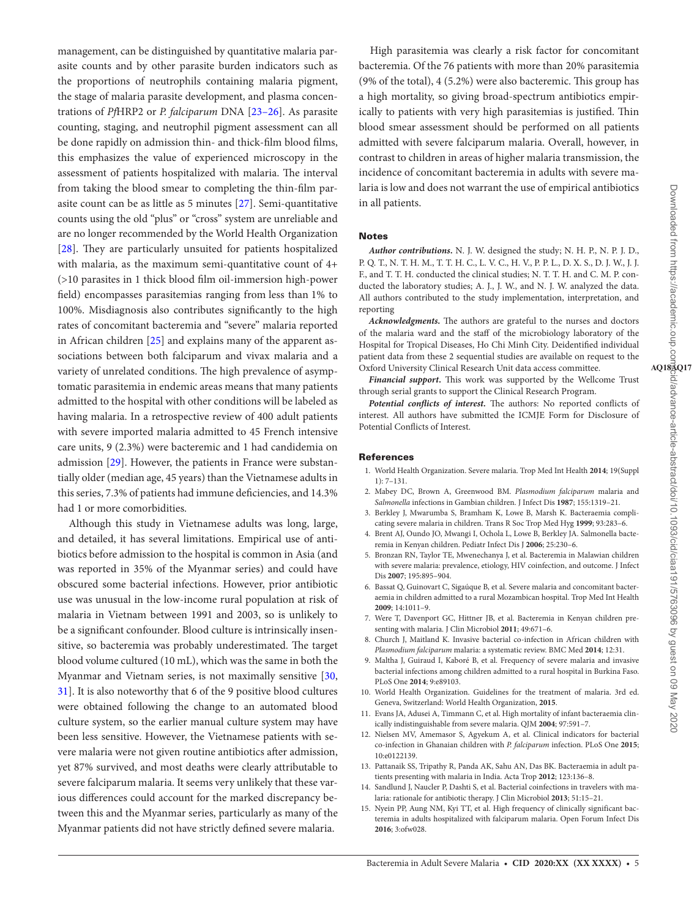management, can be distinguished by quantitative malaria parasite counts and by other parasite burden indicators such as the proportions of neutrophils containing malaria pigment, the stage of malaria parasite development, and plasma concentrations of *Pf*HRP2 or *P. falciparum* DNA [23–26]. As parasite counting, staging, and neutrophil pigment assessment can all be done rapidly on admission thin- and thick-film blood films, this emphasizes the value of experienced microscopy in the assessment of patients hospitalized with malaria. The interval from taking the blood smear to completing the thin-film parasite count can be as little as 5 minutes [27]. Semi-quantitative counts using the old "plus" or "cross" system are unreliable and are no longer recommended by the World Health Organization [28]. They are particularly unsuited for patients hospitalized with malaria, as the maximum semi-quantitative count of 4+ (>10 parasites in 1 thick blood film oil-immersion high-power field) encompasses parasitemias ranging from less than 1% to 100%. Misdiagnosis also contributes significantly to the high rates of concomitant bacteremia and "severe" malaria reported in African children [25] and explains many of the apparent associations between both falciparum and vivax malaria and a variety of unrelated conditions. The high prevalence of asymptomatic parasitemia in endemic areas means that many patients admitted to the hospital with other conditions will be labeled as having malaria. In a retrospective review of 400 adult patients with severe imported malaria admitted to 45 French intensive care units, 9 (2.3%) were bacteremic and 1 had candidemia on admission [29]. However, the patients in France were substantially older (median age, 45 years) than the Vietnamese adults in this series, 7.3% of patients had immune deficiencies, and 14.3% had 1 or more comorbidities.

Although this study in Vietnamese adults was long, large, and detailed, it has several limitations. Empirical use of antibiotics before admission to the hospital is common in Asia (and was reported in 35% of the Myanmar series) and could have obscured some bacterial infections. However, prior antibiotic use was unusual in the low-income rural population at risk of malaria in Vietnam between 1991 and 2003, so is unlikely to be a significant confounder. Blood culture is intrinsically insensitive, so bacteremia was probably underestimated. The target blood volume cultured (10 mL), which was the same in both the Myanmar and Vietnam series, is not maximally sensitive [30, 31]. It is also noteworthy that 6 of the 9 positive blood cultures were obtained following the change to an automated blood culture system, so the earlier manual culture system may have been less sensitive. However, the Vietnamese patients with severe malaria were not given routine antibiotics after admission, yet 87% survived, and most deaths were clearly attributable to severe falciparum malaria. It seems very unlikely that these various differences could account for the marked discrepancy between this and the Myanmar series, particularly as many of the Myanmar patients did not have strictly defined severe malaria.

High parasitemia was clearly a risk factor for concomitant bacteremia. Of the 76 patients with more than 20% parasitemia (9% of the total), 4 (5.2%) were also bacteremic. This group has a high mortality, so giving broad-spectrum antibiotics empirically to patients with very high parasitemias is justified. Thin blood smear assessment should be performed on all patients admitted with severe falciparum malaria. Overall, however, in contrast to children in areas of higher malaria transmission, the incidence of concomitant bacteremia in adults with severe malaria is low and does not warrant the use of empirical antibiotics in all patients.

## Notes

***Author contributions.*** N. J. W. designed the study; N. H. P., N. P. J. D., P. Q. T., N. T. H. M., T. T. H. C., L. V. C., H. V., P. P. L., D. X. S., D. J. W., J. J. F., and T. T. H. conducted the clinical studies; N. T. T. H. and C. M. P. conducted the laboratory studies; A. J., J. W., and N. J. W. analyzed the data. All authors contributed to the study implementation, interpretation, and reporting

***Acknowledgments.*** The authors are grateful to the nurses and doctors of the malaria ward and the staff of the microbiology laboratory of the Hospital for Tropical Diseases, Ho Chi Minh City. Deidentified individual patient data from these 2 sequential studies are available on request to the Oxford University Clinical Research Unit data access committee.

***Financial support.*** This work was supported by the Wellcome Trust through serial grants to support the Clinical Research Program.

***Potential conflicts of interest.*** The authors: No reported conflicts of interest. All authors have submitted the ICMJE Form for Disclosure of Potential Conflicts of Interest.

## References

1. World Health Organization. Severe malaria. Trop Med Int Health **2014**; 19(Suppl 1): 7–131.
2. Mabey DC, Brown A, Greenwood BM. *Plasmodium falciparum* malaria and *Salmonella* infections in Gambian children. J Infect Dis **1987**; 155:1319–21.
3. Berkley J, Mwarumba S, Bramham K, Lowe B, Marsh K. Bacteraemia complicating severe malaria in children. Trans R Soc Trop Med Hyg **1999**; 93:283–6.
4. Brent AJ, Oundo JO, Mwangi I, Ochola L, Lowe B, Berkley JA. Salmonella bacteremia in Kenyan children. Pediatr Infect Dis J **2006**; 25:230–6.
5. Bronzan RN, Taylor TE, Mwenechanya J, et al. Bacteremia in Malawian children with severe malaria: prevalence, etiology, HIV coinfection, and outcome. J Infect Dis **2007**; 195:895–904.
6. Bassat Q, Guinovart C, Sigaúque B, et al. Severe malaria and concomitant bacteraemia in children admitted to a rural Mozambican hospital. Trop Med Int Health **2009**; 14:1011–9.
7. Were T, Davenport GC, Hittner JB, et al. Bacteremia in Kenyan children presenting with malaria. J Clin Microbiol **2011**; 49:671–6.
8. Church J, Maitland K. Invasive bacterial co-infection in African children with *Plasmodium falciparum* malaria: a systematic review. BMC Med **2014**; 12:31.
9. Maltha J, Guiraud I, Kaboré B, et al. Frequency of severe malaria and invasive bacterial infections among children admitted to a rural hospital in Burkina Faso. PLoS One **2014**; 9:e89103.
10. World Health Organization. Guidelines for the treatment of malaria. 3rd ed. Geneva, Switzerland: World Health Organization, **2015**.
11. Evans JA, Adusei A, Timmann C, et al. High mortality of infant bacteraemia clinically indistinguishable from severe malaria. QJM **2004**; 97:591–7.
12. Nielsen MV, Amemasor S, Agyekum A, et al. Clinical indicators for bacterial co-infection in Ghanaian children with *P. falciparum* infection. PLoS One **2015**; 10:e0122139.
13. Pattanaik SS, Tripathy R, Panda AK, Sahu AN, Das BK. Bacteraemia in adult patients presenting with malaria in India. Acta Trop **2012**; 123:136–8.
14. Sandlund J, Naucler P, Dashti S, et al. Bacterial coinfections in travelers with malaria: rationale for antibiotic therapy. J Clin Microbiol **2013**; 51:15–21.
15. Nyein PP, Aung NM, Kyi TT, et al. High frequency of clinically significant bacteremia in adults hospitalized with falciparum malaria. Open Forum Infect Dis **2016**; 3:ofw028.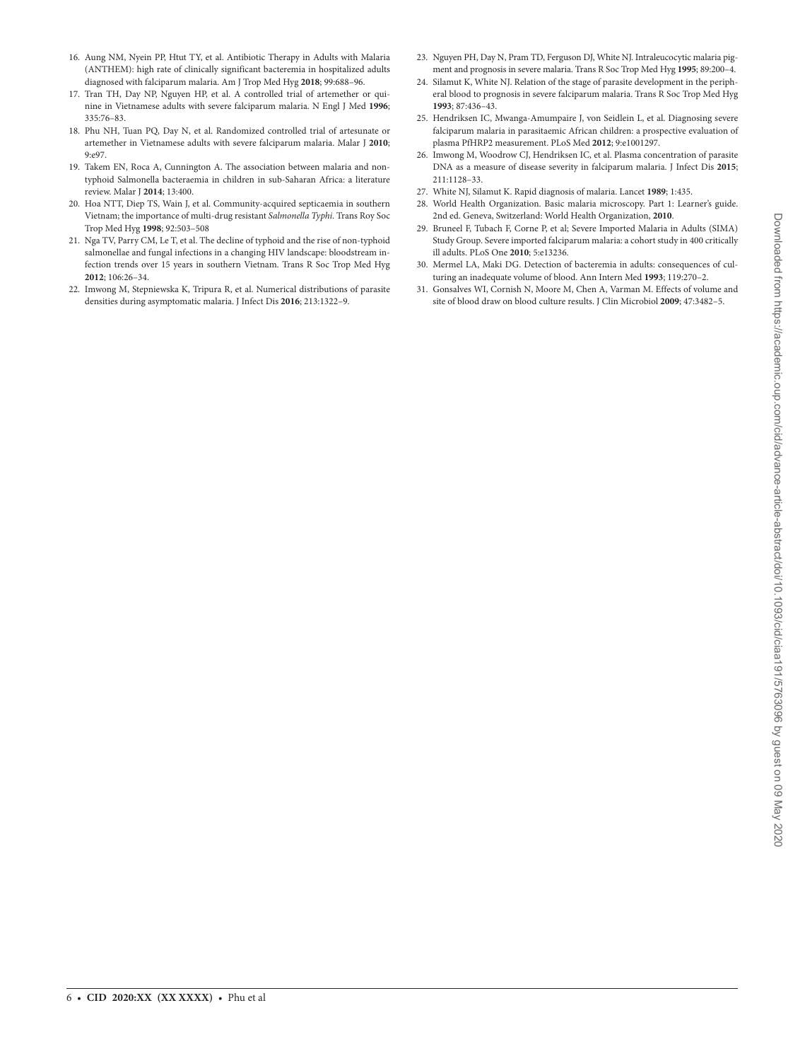16. Aung NM, Nyein PP, Htut TY, et al. Antibiotic Therapy in Adults with Malaria (ANTHEM): high rate of clinically significant bacteremia in hospitalized adults diagnosed with falciparum malaria. Am J Trop Med Hyg **2018**; 99:688–96.
17. Tran TH, Day NP, Nguyen HP, et al. A controlled trial of artemether or quinine in Vietnamese adults with severe falciparum malaria. N Engl J Med **1996**; 335:76–83.
18. Phu NH, Tuan PQ, Day N, et al. Randomized controlled trial of artesunate or artemether in Vietnamese adults with severe falciparum malaria. Malar J **2010**; 9:e97.
19. Takem EN, Roca A, Cunnington A. The association between malaria and non-typhoid Salmonella bacteraemia in children in sub-Saharan Africa: a literature review. Malar J **2014**; 13:400.
20. Hoa NTT, Diep TS, Wain J, et al. Community-acquired septicaemia in southern Vietnam; the importance of multi-drug resistant *Salmonella Typhi*. Trans Roy Soc Trop Med Hyg **1998**; 92:503–508
21. Nga TV, Parry CM, Le T, et al. The decline of typhoid and the rise of non-typhoid salmonellae and fungal infections in a changing HIV landscape: bloodstream infection trends over 15 years in southern Vietnam. Trans R Soc Trop Med Hyg **2012**; 106:26–34.
22. Imwong M, Stepniewska K, Tripura R, et al. Numerical distributions of parasite densities during asymptomatic malaria. J Infect Dis **2016**; 213:1322–9.
23. Nguyen PH, Day N, Pram TD, Ferguson DJ, White NJ. Intraleucocytic malaria pigment and prognosis in severe malaria. Trans R Soc Trop Med Hyg **1995**; 89:200–4.
24. Silamut K, White NJ. Relation of the stage of parasite development in the peripheral blood to prognosis in severe falciparum malaria. Trans R Soc Trop Med Hyg **1993**; 87:436–43.
25. Hendriksen IC, Mwanga-Amumpaire J, von Seidlein L, et al. Diagnosing severe falciparum malaria in parasitaemic African children: a prospective evaluation of plasma PfHRP2 measurement. PLoS Med **2012**; 9:e1001297.
26. Imwong M, Woodrow CJ, Hendriksen IC, et al. Plasma concentration of parasite DNA as a measure of disease severity in falciparum malaria. J Infect Dis **2015**; 211:1128–33.
27. White NJ, Silamut K. Rapid diagnosis of malaria. Lancet **1989**; 1:435.
28. World Health Organization. Basic malaria microscopy. Part 1: Learner's guide. 2nd ed. Geneva, Switzerland: World Health Organization, **2010**.
29. Bruneel F, Tubach F, Corne P, et al; Severe Imported Malaria in Adults (SIMA) Study Group. Severe imported falciparum malaria: a cohort study in 400 critically ill adults. PLoS One **2010**; 5:e13236.
30. Mermel LA, Maki DG. Detection of bacteremia in adults: consequences of culturing an inadequate volume of blood. Ann Intern Med **1993**; 119:270–2.
31. Gonsalves WI, Cornish N, Moore M, Chen A, Varman M. Effects of volume and site of blood draw on blood culture results. J Clin Microbiol **2009**; 47:3482–5.